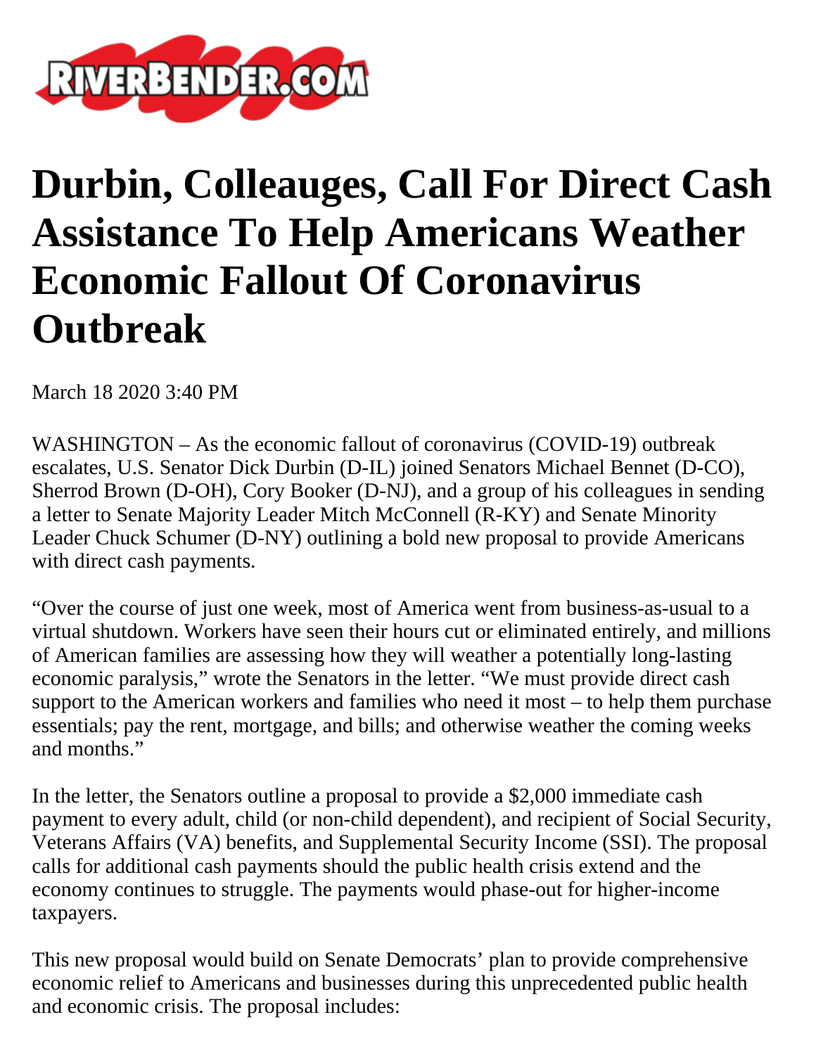RIVERBENDER.COM

# Durbin, Colleauges, Call For Direct Cash Assistance To Help Americans Weather Economic Fallout Of Coronavirus Outbreak

March 18 2020 3:40 PM

WASHINGTON – As the economic fallout of coronavirus (COVID-19) outbreak escalates, U.S. Senator Dick Durbin (D-IL) joined Senators Michael Bennet (D-CO), Sherrod Brown (D-OH), Cory Booker (D-NJ), and a group of his colleagues in sending a letter to Senate Majority Leader Mitch McConnell (R-KY) and Senate Minority Leader Chuck Schumer (D-NY) outlining a bold new proposal to provide Americans with direct cash payments.

"Over the course of just one week, most of America went from business-as-usual to a virtual shutdown. Workers have seen their hours cut or eliminated entirely, and millions of American families are assessing how they will weather a potentially long-lasting economic paralysis," wrote the Senators in the letter. "We must provide direct cash support to the American workers and families who need it most – to help them purchase essentials; pay the rent, mortgage, and bills; and otherwise weather the coming weeks and months."

In the letter, the Senators outline a proposal to provide a $2,000 immediate cash payment to every adult, child (or non-child dependent), and recipient of Social Security, Veterans Affairs (VA) benefits, and Supplemental Security Income (SSI). The proposal calls for additional cash payments should the public health crisis extend and the economy continues to struggle. The payments would phase-out for higher-income taxpayers.

This new proposal would build on Senate Democrats' plan to provide comprehensive economic relief to Americans and businesses during this unprecedented public health and economic crisis. The proposal includes: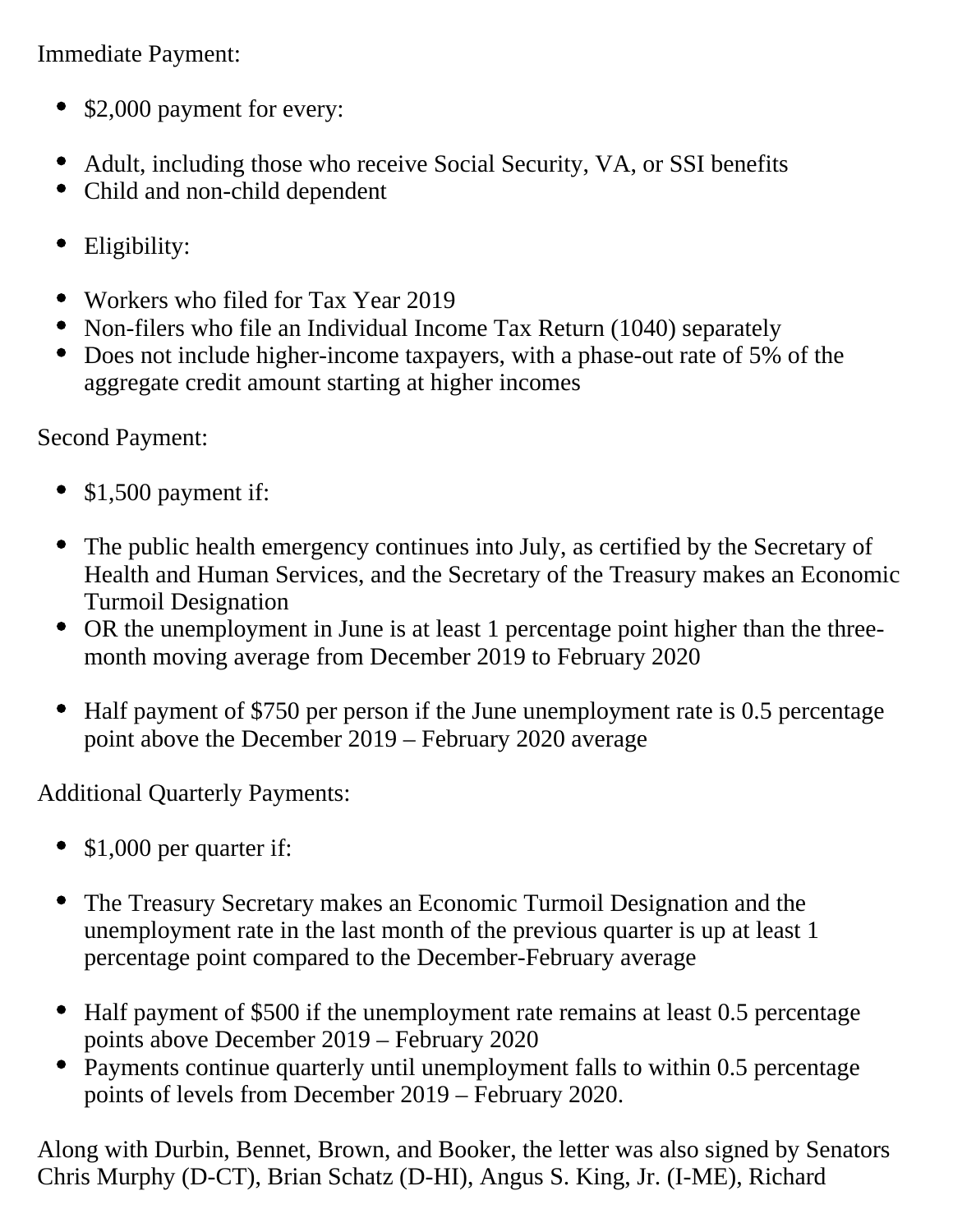Immediate Payment:

- $2,000 payment for every:

- Adult, including those who receive Social Security, VA, or SSI benefits
- Child and non-child dependent

- Eligibility:

- Workers who filed for Tax Year 2019
- Non-filers who file an Individual Income Tax Return (1040) separately
- Does not include higher-income taxpayers, with a phase-out rate of 5% of the aggregate credit amount starting at higher incomes

Second Payment:

- $1,500 payment if:

- The public health emergency continues into July, as certified by the Secretary of Health and Human Services, and the Secretary of the Treasury makes an Economic Turmoil Designation
- OR the unemployment in June is at least 1 percentage point higher than the three-month moving average from December 2019 to February 2020

- Half payment of $750 per person if the June unemployment rate is 0.5 percentage point above the December 2019 – February 2020 average

Additional Quarterly Payments:

- $1,000 per quarter if:

- The Treasury Secretary makes an Economic Turmoil Designation and the unemployment rate in the last month of the previous quarter is up at least 1 percentage point compared to the December-February average

- Half payment of $500 if the unemployment rate remains at least 0.5 percentage points above December 2019 – February 2020
- Payments continue quarterly until unemployment falls to within 0.5 percentage points of levels from December 2019 – February 2020.

Along with Durbin, Bennet, Brown, and Booker, the letter was also signed by Senators Chris Murphy (D-CT), Brian Schatz (D-HI), Angus S. King, Jr. (I-ME), Richard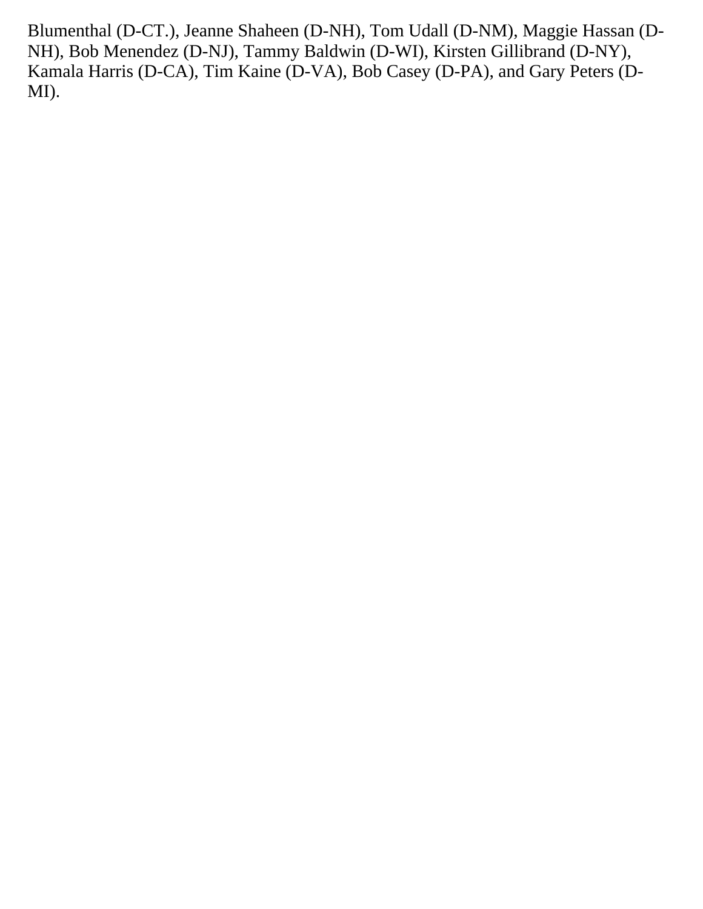Blumenthal (D-CT.), Jeanne Shaheen (D-NH), Tom Udall (D-NM), Maggie Hassan (D-NH), Bob Menendez (D-NJ), Tammy Baldwin (D-WI), Kirsten Gillibrand (D-NY), Kamala Harris (D-CA), Tim Kaine (D-VA), Bob Casey (D-PA), and Gary Peters (D-MI).